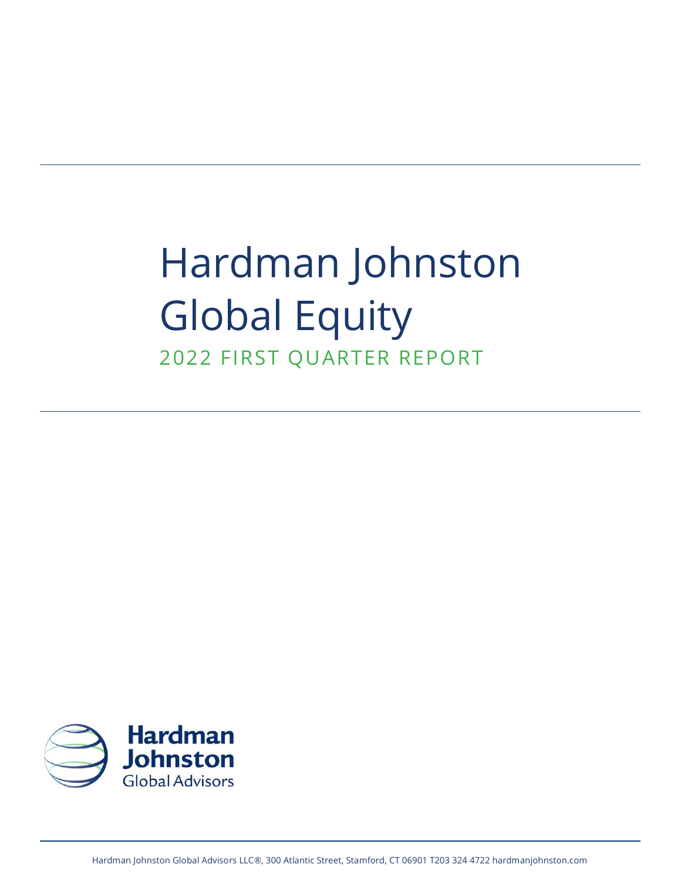# Hardman Johnston Global Equity

## 2022 FIRST QUARTER REPORT

Hardman Johnston Global Advisors

Hardman Johnston Global Advisors LLC®, 300 Atlantic Street, Stamford, CT 06901 T203 324 4722 hardmanjohnston.com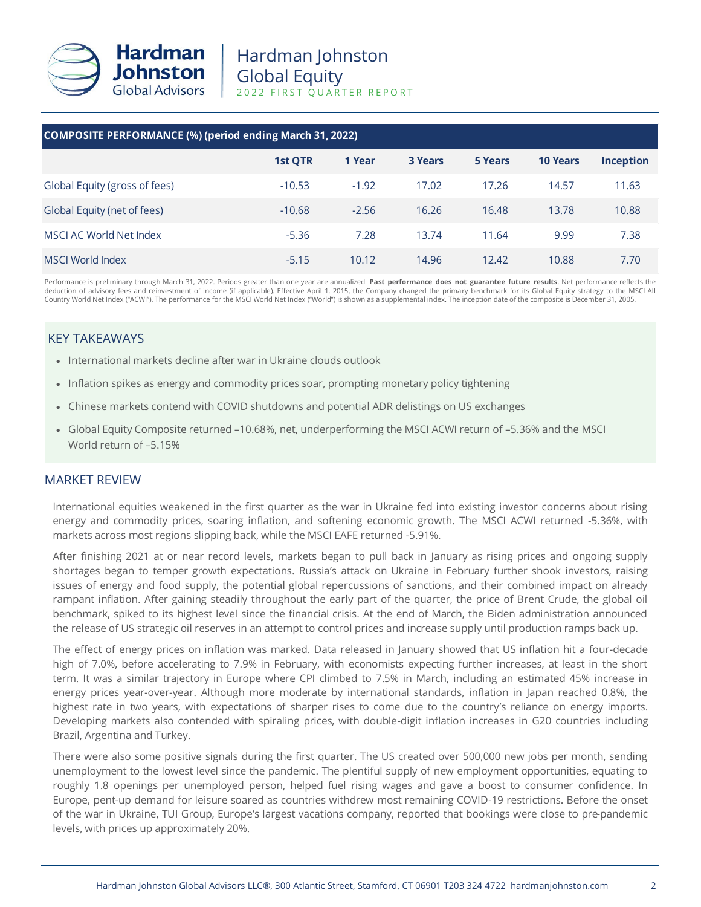# Hardman Johnston Global Equity

2022 FIRST QUARTER REPORT

| COMPOSITE PERFORMANCE (%) (period ending March 31, 2022) | 1st QTR | 1 Year | 3 Years | 5 Years | 10 Years | Inception |
|---|---|---|---|---|---|---|
| Global Equity (gross of fees) | -10.53 | -1.92 | 17.02 | 17.26 | 14.57 | 11.63 |
| Global Equity (net of fees) | -10.68 | -2.56 | 16.26 | 16.48 | 13.78 | 10.88 |
| MSCI AC World Net Index | -5.36 | 7.28 | 13.74 | 11.64 | 9.99 | 7.38 |
| MSCI World Index | -5.15 | 10.12 | 14.96 | 12.42 | 10.88 | 7.70 |

Performance is preliminary through March 31, 2022. Periods greater than one year are annualized. **Past performance does not guarantee future results**. Net performance reflects the deduction of advisory fees and reinvestment of income (if applicable). Effective April 1, 2015, the Company changed the primary benchmark for its Global Equity strategy to the MSCI All Country World Net Index ("ACWI"). The performance for the MSCI World Net Index ("World") is shown as a supplemental index. The inception date of the composite is December 31, 2005.

## KEY TAKEAWAYS

- International markets decline after war in Ukraine clouds outlook
- Inflation spikes as energy and commodity prices soar, prompting monetary policy tightening
- Chinese markets contend with COVID shutdowns and potential ADR delistings on US exchanges
- Global Equity Composite returned –10.68%, net, underperforming the MSCI ACWI return of –5.36% and the MSCI World return of –5.15%

## MARKET REVIEW

International equities weakened in the first quarter as the war in Ukraine fed into existing investor concerns about rising energy and commodity prices, soaring inflation, and softening economic growth. The MSCI ACWI returned -5.36%, with markets across most regions slipping back, while the MSCI EAFE returned -5.91%.

After finishing 2021 at or near record levels, markets began to pull back in January as rising prices and ongoing supply shortages began to temper growth expectations. Russia's attack on Ukraine in February further shook investors, raising issues of energy and food supply, the potential global repercussions of sanctions, and their combined impact on already rampant inflation. After gaining steadily throughout the early part of the quarter, the price of Brent Crude, the global oil benchmark, spiked to its highest level since the financial crisis. At the end of March, the Biden administration announced the release of US strategic oil reserves in an attempt to control prices and increase supply until production ramps back up.

The effect of energy prices on inflation was marked. Data released in January showed that US inflation hit a four-decade high of 7.0%, before accelerating to 7.9% in February, with economists expecting further increases, at least in the short term. It was a similar trajectory in Europe where CPI climbed to 7.5% in March, including an estimated 45% increase in energy prices year-over-year. Although more moderate by international standards, inflation in Japan reached 0.8%, the highest rate in two years, with expectations of sharper rises to come due to the country's reliance on energy imports. Developing markets also contended with spiraling prices, with double-digit inflation increases in G20 countries including Brazil, Argentina and Turkey.

There were also some positive signals during the first quarter. The US created over 500,000 new jobs per month, sending unemployment to the lowest level since the pandemic. The plentiful supply of new employment opportunities, equating to roughly 1.8 openings per unemployed person, helped fuel rising wages and gave a boost to consumer confidence. In Europe, pent-up demand for leisure soared as countries withdrew most remaining COVID-19 restrictions. Before the onset of the war in Ukraine, TUI Group, Europe's largest vacations company, reported that bookings were close to pre-pandemic levels, with prices up approximately 20%.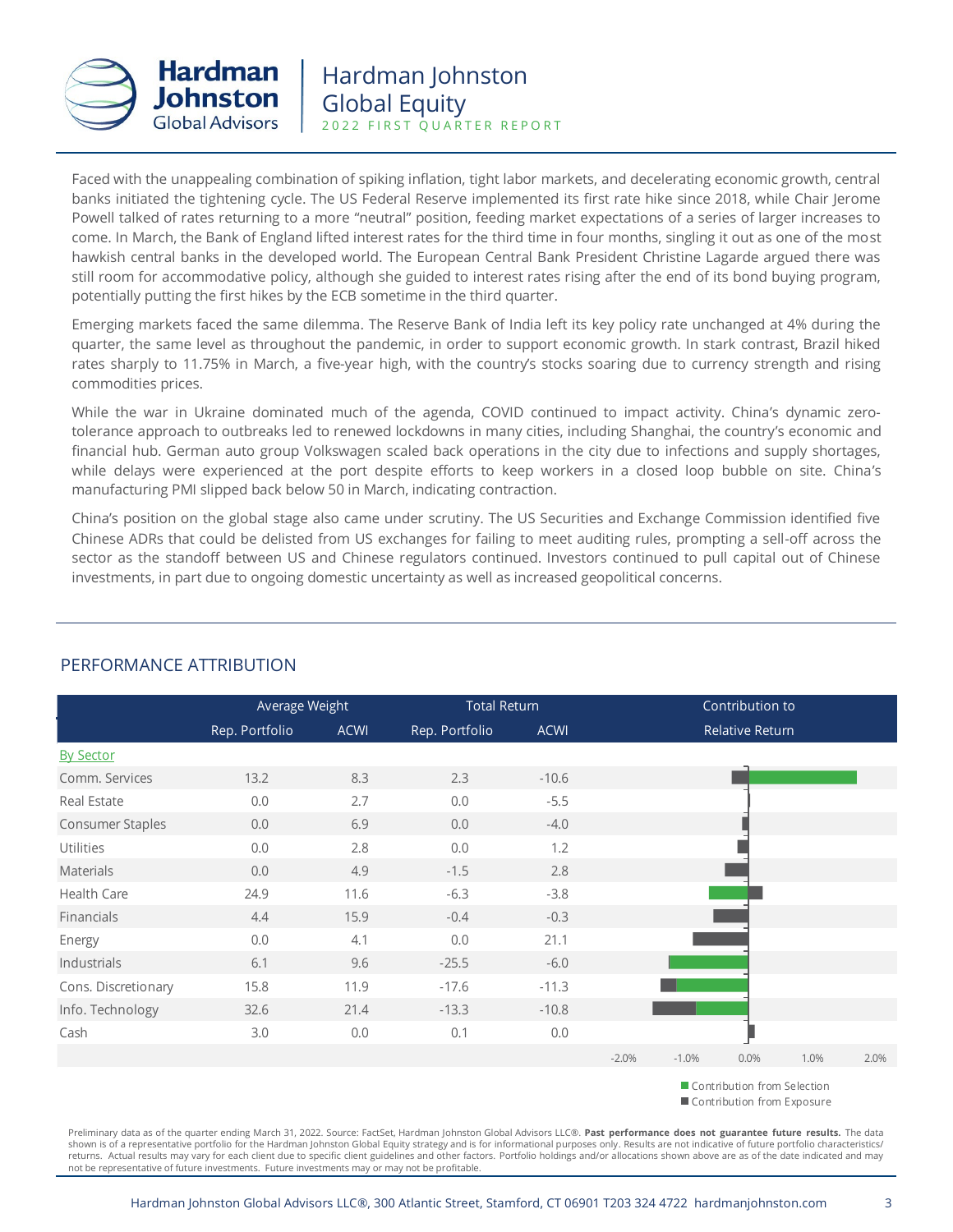Faced with the unappealing combination of spiking inflation, tight labor markets, and decelerating economic growth, central banks initiated the tightening cycle. The US Federal Reserve implemented its first rate hike since 2018, while Chair Jerome Powell talked of rates returning to a more "neutral" position, feeding market expectations of a series of larger increases to come. In March, the Bank of England lifted interest rates for the third time in four months, singling it out as one of the most hawkish central banks in the developed world. The European Central Bank President Christine Lagarde argued there was still room for accommodative policy, although she guided to interest rates rising after the end of its bond buying program, potentially putting the first hikes by the ECB sometime in the third quarter.

Emerging markets faced the same dilemma. The Reserve Bank of India left its key policy rate unchanged at 4% during the quarter, the same level as throughout the pandemic, in order to support economic growth. In stark contrast, Brazil hiked rates sharply to 11.75% in March, a five-year high, with the country's stocks soaring due to currency strength and rising commodities prices.

While the war in Ukraine dominated much of the agenda, COVID continued to impact activity. China's dynamic zero-tolerance approach to outbreaks led to renewed lockdowns in many cities, including Shanghai, the country's economic and financial hub. German auto group Volkswagen scaled back operations in the city due to infections and supply shortages, while delays were experienced at the port despite efforts to keep workers in a closed loop bubble on site. China's manufacturing PMI slipped back below 50 in March, indicating contraction.

China's position on the global stage also came under scrutiny. The US Securities and Exchange Commission identified five Chinese ADRs that could be delisted from US exchanges for failing to meet auditing rules, prompting a sell-off across the sector as the standoff between US and Chinese regulators continued. Investors continued to pull capital out of Chinese investments, in part due to ongoing domestic uncertainty as well as increased geopolitical concerns.

## PERFORMANCE ATTRIBUTION

| | Average Weight | | Total Return | | Contribution to Relative Return |
|---|---|---|---|---|---|
| | Rep. Portfolio | ACWI | Rep. Portfolio | ACWI | |
| By Sector | | | | | |
| Comm. Services | 13.2 | 8.3 | 2.3 | -10.6 | |
| Real Estate | 0.0 | 2.7 | 0.0 | -5.5 | |
| Consumer Staples | 0.0 | 6.9 | 0.0 | -4.0 | |
| Utilities | 0.0 | 2.8 | 0.0 | 1.2 | |
| Materials | 0.0 | 4.9 | -1.5 | 2.8 | |
| Health Care | 24.9 | 11.6 | -6.3 | -3.8 | |
| Financials | 4.4 | 15.9 | -0.4 | -0.3 | |
| Energy | 0.0 | 4.1 | 0.0 | 21.1 | |
| Industrials | 6.1 | 9.6 | -25.5 | -6.0 | |
| Cons. Discretionary | 15.8 | 11.9 | -17.6 | -11.3 | |
| Info. Technology | 32.6 | 21.4 | -13.3 | -10.8 | |
| Cash | 3.0 | 0.0 | 0.1 | 0.0 | |

Contribution from Selection
Contribution from Exposure

Preliminary data as of the quarter ending March 31, 2022. Source: FactSet, Hardman Johnston Global Advisors LLC®. **Past performance does not guarantee future results.** The data shown is of a representative portfolio for the Hardman Johnston Global Equity strategy and is for informational purposes only. Results are not indicative of future portfolio characteristics/returns. Actual results may vary for each client due to specific client guidelines and other factors. Portfolio holdings and/or allocations shown above are as of the date indicated and may not be representative of future investments. Future investments may or may not be profitable.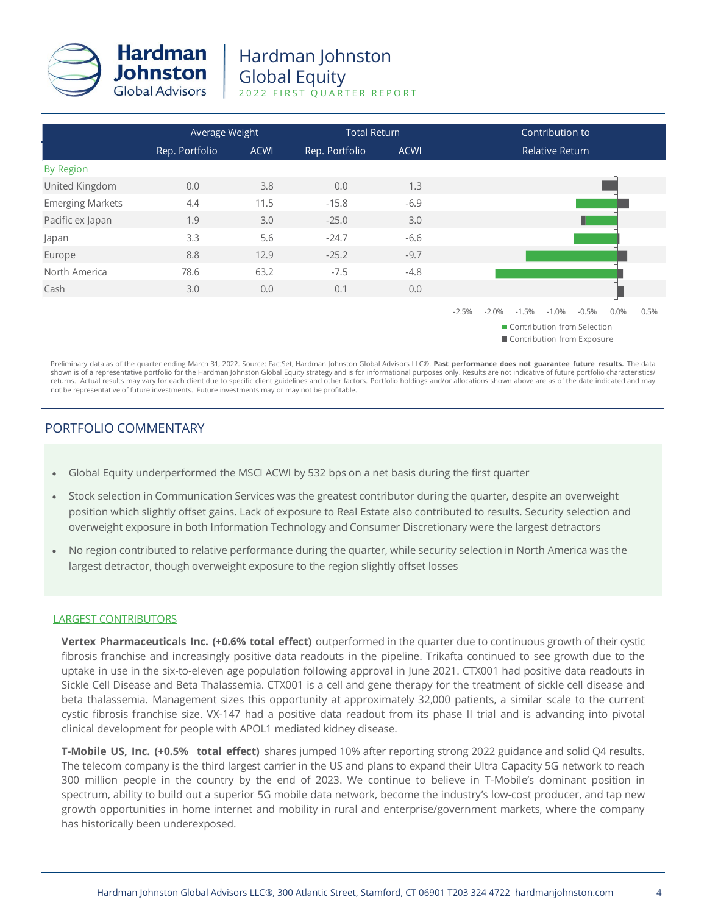| | Average Weight | | Total Return | | Contribution to Relative Return |
|---|---|---|---|---|---|
| | Rep. Portfolio | ACWI | Rep. Portfolio | ACWI | |
| By Region | | | | | |
| United Kingdom | 0.0 | 3.8 | 0.0 | 1.3 | |
| Emerging Markets | 4.4 | 11.5 | -15.8 | -6.9 | |
| Pacific ex Japan | 1.9 | 3.0 | -25.0 | 3.0 | |
| Japan | 3.3 | 5.6 | -24.7 | -6.6 | |
| Europe | 8.8 | 12.9 | -25.2 | -9.7 | |
| North America | 78.6 | 63.2 | -7.5 | -4.8 | |
| Cash | 3.0 | 0.0 | 0.1 | 0.0 | |

Contribution from Selection / Contribution from Exposure (axis: -2.5% to 0.5%)

Preliminary data as of the quarter ending March 31, 2022. Source: FactSet, Hardman Johnston Global Advisors LLC®. **Past performance does not guarantee future results.** The data shown is of a representative portfolio for the Hardman Johnston Global Equity strategy and is for informational purposes only. Results are not indicative of future portfolio characteristics/returns. Actual results may vary for each client due to specific client guidelines and other factors. Portfolio holdings and/or allocations shown above are as of the date indicated and may not be representative of future investments. Future investments may or may not be profitable.

## PORTFOLIO COMMENTARY

- Global Equity underperformed the MSCI ACWI by 532 bps on a net basis during the first quarter
- Stock selection in Communication Services was the greatest contributor during the quarter, despite an overweight position which slightly offset gains. Lack of exposure to Real Estate also contributed to results. Security selection and overweight exposure in both Information Technology and Consumer Discretionary were the largest detractors
- No region contributed to relative performance during the quarter, while security selection in North America was the largest detractor, though overweight exposure to the region slightly offset losses

### LARGEST CONTRIBUTORS

**Vertex Pharmaceuticals Inc. (+0.6% total effect)** outperformed in the quarter due to continuous growth of their cystic fibrosis franchise and increasingly positive data readouts in the pipeline. Trikafta continued to see growth due to the uptake in use in the six-to-eleven age population following approval in June 2021. CTX001 had positive data readouts in Sickle Cell Disease and Beta Thalassemia. CTX001 is a cell and gene therapy for the treatment of sickle cell disease and beta thalassemia. Management sizes this opportunity at approximately 32,000 patients, a similar scale to the current cystic fibrosis franchise size. VX-147 had a positive data readout from its phase II trial and is advancing into pivotal clinical development for people with APOL1 mediated kidney disease.

**T-Mobile US, Inc. (+0.5% total effect)** shares jumped 10% after reporting strong 2022 guidance and solid Q4 results. The telecom company is the third largest carrier in the US and plans to expand their Ultra Capacity 5G network to reach 300 million people in the country by the end of 2023. We continue to believe in T-Mobile's dominant position in spectrum, ability to build out a superior 5G mobile data network, become the industry's low-cost producer, and tap new growth opportunities in home internet and mobility in rural and enterprise/government markets, where the company has historically been underexposed.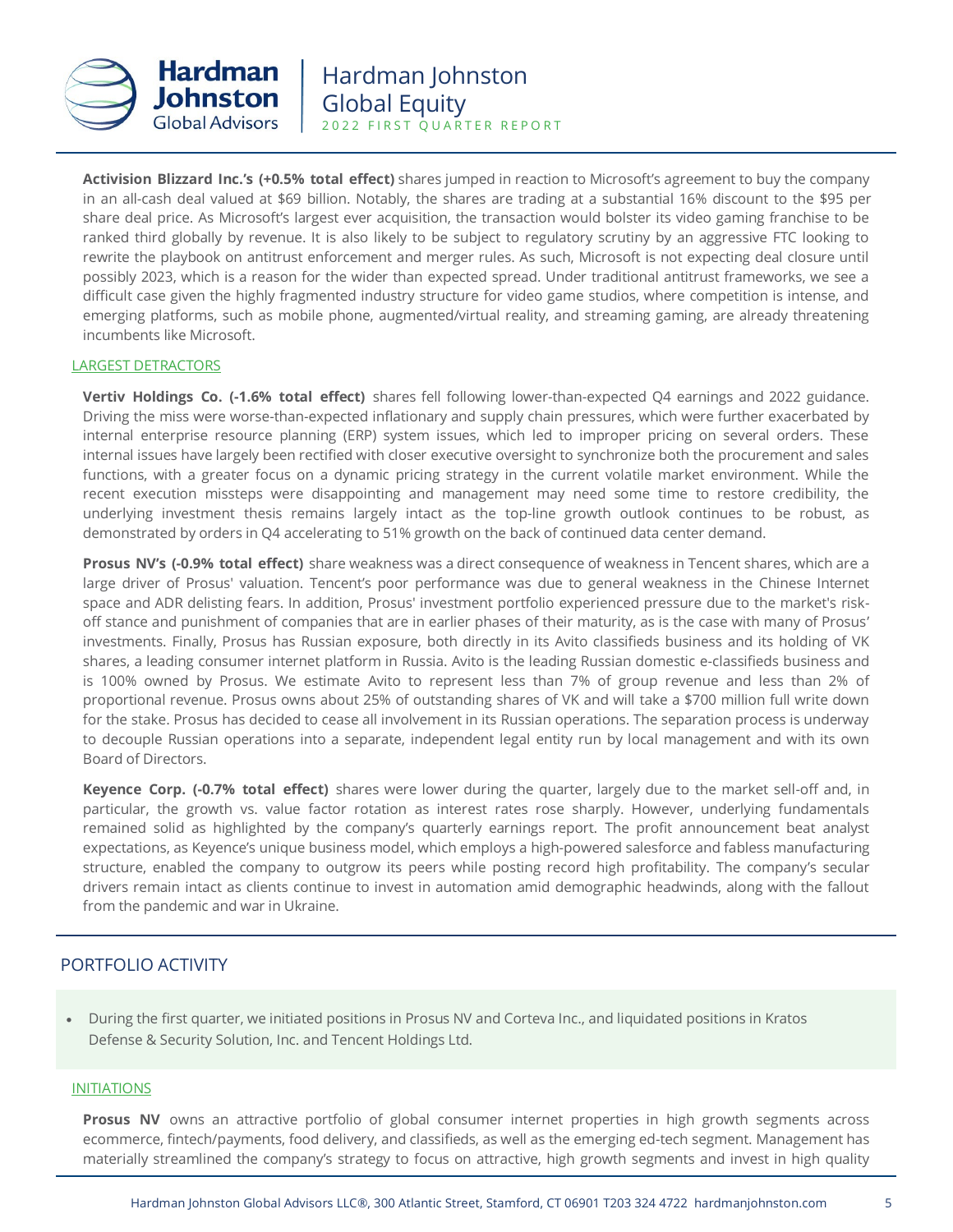**Activision Blizzard Inc.'s (+0.5% total effect)** shares jumped in reaction to Microsoft's agreement to buy the company in an all-cash deal valued at $69 billion. Notably, the shares are trading at a substantial 16% discount to the $95 per share deal price. As Microsoft's largest ever acquisition, the transaction would bolster its video gaming franchise to be ranked third globally by revenue. It is also likely to be subject to regulatory scrutiny by an aggressive FTC looking to rewrite the playbook on antitrust enforcement and merger rules. As such, Microsoft is not expecting deal closure until possibly 2023, which is a reason for the wider than expected spread. Under traditional antitrust frameworks, we see a difficult case given the highly fragmented industry structure for video game studios, where competition is intense, and emerging platforms, such as mobile phone, augmented/virtual reality, and streaming gaming, are already threatening incumbents like Microsoft.

### LARGEST DETRACTORS

**Vertiv Holdings Co. (-1.6% total effect)** shares fell following lower-than-expected Q4 earnings and 2022 guidance. Driving the miss were worse-than-expected inflationary and supply chain pressures, which were further exacerbated by internal enterprise resource planning (ERP) system issues, which led to improper pricing on several orders. These internal issues have largely been rectified with closer executive oversight to synchronize both the procurement and sales functions, with a greater focus on a dynamic pricing strategy in the current volatile market environment. While the recent execution missteps were disappointing and management may need some time to restore credibility, the underlying investment thesis remains largely intact as the top-line growth outlook continues to be robust, as demonstrated by orders in Q4 accelerating to 51% growth on the back of continued data center demand.

**Prosus NV's (-0.9% total effect)** share weakness was a direct consequence of weakness in Tencent shares, which are a large driver of Prosus' valuation. Tencent's poor performance was due to general weakness in the Chinese Internet space and ADR delisting fears. In addition, Prosus' investment portfolio experienced pressure due to the market's risk-off stance and punishment of companies that are in earlier phases of their maturity, as is the case with many of Prosus' investments. Finally, Prosus has Russian exposure, both directly in its Avito classifieds business and its holding of VK shares, a leading consumer internet platform in Russia. Avito is the leading Russian domestic e-classifieds business and is 100% owned by Prosus. We estimate Avito to represent less than 7% of group revenue and less than 2% of proportional revenue. Prosus owns about 25% of outstanding shares of VK and will take a $700 million full write down for the stake. Prosus has decided to cease all involvement in its Russian operations. The separation process is underway to decouple Russian operations into a separate, independent legal entity run by local management and with its own Board of Directors.

**Keyence Corp. (-0.7% total effect)** shares were lower during the quarter, largely due to the market sell-off and, in particular, the growth vs. value factor rotation as interest rates rose sharply. However, underlying fundamentals remained solid as highlighted by the company's quarterly earnings report. The profit announcement beat analyst expectations, as Keyence's unique business model, which employs a high-powered salesforce and fabless manufacturing structure, enabled the company to outgrow its peers while posting record high profitability. The company's secular drivers remain intact as clients continue to invest in automation amid demographic headwinds, along with the fallout from the pandemic and war in Ukraine.

## PORTFOLIO ACTIVITY

- During the first quarter, we initiated positions in Prosus NV and Corteva Inc., and liquidated positions in Kratos Defense & Security Solution, Inc. and Tencent Holdings Ltd.

### INITIATIONS

**Prosus NV** owns an attractive portfolio of global consumer internet properties in high growth segments across ecommerce, fintech/payments, food delivery, and classifieds, as well as the emerging ed-tech segment. Management has materially streamlined the company's strategy to focus on attractive, high growth segments and invest in high quality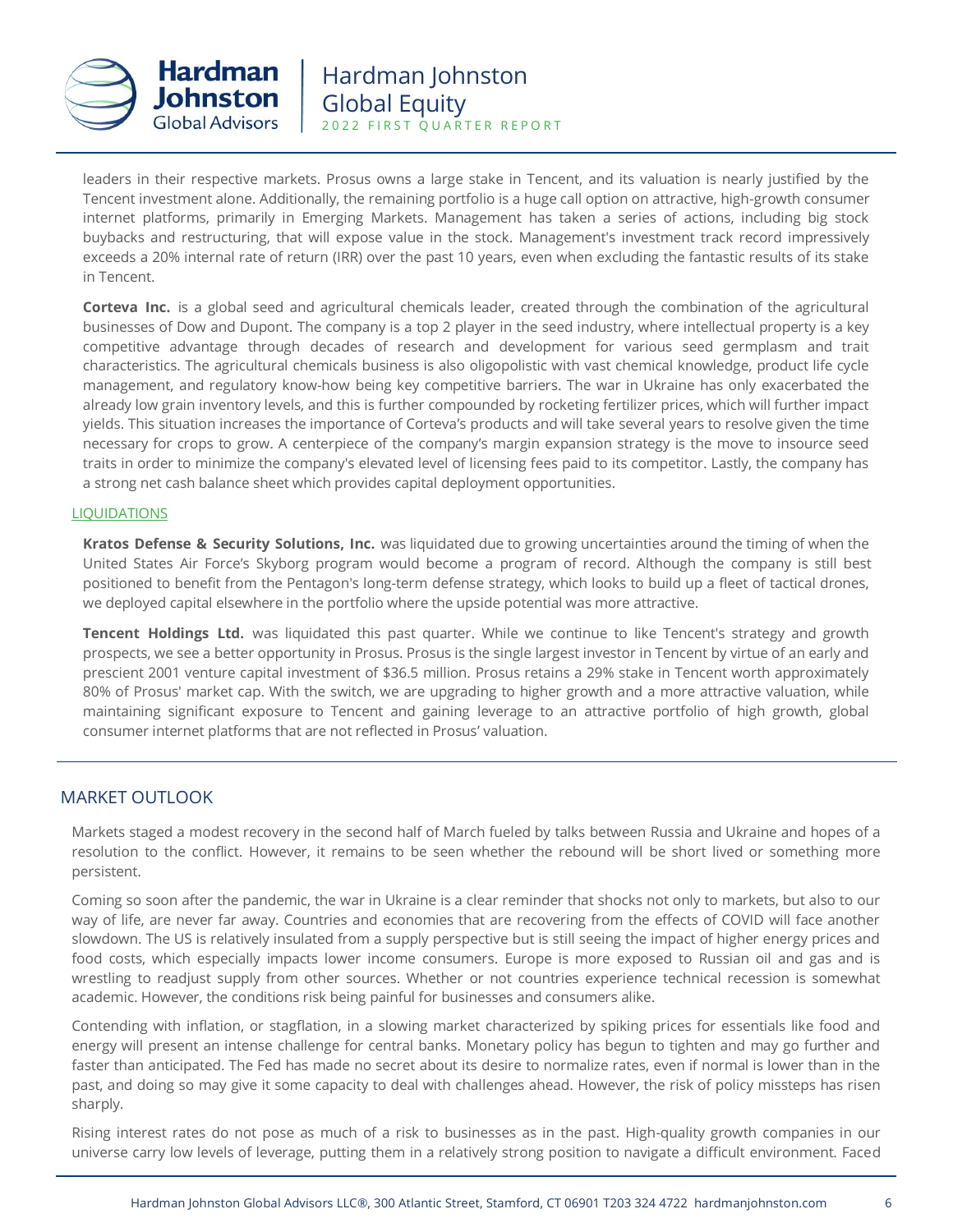leaders in their respective markets. Prosus owns a large stake in Tencent, and its valuation is nearly justified by the Tencent investment alone. Additionally, the remaining portfolio is a huge call option on attractive, high-growth consumer internet platforms, primarily in Emerging Markets. Management has taken a series of actions, including big stock buybacks and restructuring, that will expose value in the stock. Management's investment track record impressively exceeds a 20% internal rate of return (IRR) over the past 10 years, even when excluding the fantastic results of its stake in Tencent.

**Corteva Inc.** is a global seed and agricultural chemicals leader, created through the combination of the agricultural businesses of Dow and Dupont. The company is a top 2 player in the seed industry, where intellectual property is a key competitive advantage through decades of research and development for various seed germplasm and trait characteristics. The agricultural chemicals business is also oligopolistic with vast chemical knowledge, product life cycle management, and regulatory know-how being key competitive barriers. The war in Ukraine has only exacerbated the already low grain inventory levels, and this is further compounded by rocketing fertilizer prices, which will further impact yields. This situation increases the importance of Corteva's products and will take several years to resolve given the time necessary for crops to grow. A centerpiece of the company's margin expansion strategy is the move to insource seed traits in order to minimize the company's elevated level of licensing fees paid to its competitor. Lastly, the company has a strong net cash balance sheet which provides capital deployment opportunities.

### LIQUIDATIONS

**Kratos Defense & Security Solutions, Inc.** was liquidated due to growing uncertainties around the timing of when the United States Air Force's Skyborg program would become a program of record. Although the company is still best positioned to benefit from the Pentagon's long-term defense strategy, which looks to build up a fleet of tactical drones, we deployed capital elsewhere in the portfolio where the upside potential was more attractive.

**Tencent Holdings Ltd.** was liquidated this past quarter. While we continue to like Tencent's strategy and growth prospects, we see a better opportunity in Prosus. Prosus is the single largest investor in Tencent by virtue of an early and prescient 2001 venture capital investment of $36.5 million. Prosus retains a 29% stake in Tencent worth approximately 80% of Prosus' market cap. With the switch, we are upgrading to higher growth and a more attractive valuation, while maintaining significant exposure to Tencent and gaining leverage to an attractive portfolio of high growth, global consumer internet platforms that are not reflected in Prosus' valuation.

## MARKET OUTLOOK

Markets staged a modest recovery in the second half of March fueled by talks between Russia and Ukraine and hopes of a resolution to the conflict. However, it remains to be seen whether the rebound will be short lived or something more persistent.

Coming so soon after the pandemic, the war in Ukraine is a clear reminder that shocks not only to markets, but also to our way of life, are never far away. Countries and economies that are recovering from the effects of COVID will face another slowdown. The US is relatively insulated from a supply perspective but is still seeing the impact of higher energy prices and food costs, which especially impacts lower income consumers. Europe is more exposed to Russian oil and gas and is wrestling to readjust supply from other sources. Whether or not countries experience technical recession is somewhat academic. However, the conditions risk being painful for businesses and consumers alike.

Contending with inflation, or stagflation, in a slowing market characterized by spiking prices for essentials like food and energy will present an intense challenge for central banks. Monetary policy has begun to tighten and may go further and faster than anticipated. The Fed has made no secret about its desire to normalize rates, even if normal is lower than in the past, and doing so may give it some capacity to deal with challenges ahead. However, the risk of policy missteps has risen sharply.

Rising interest rates do not pose as much of a risk to businesses as in the past. High-quality growth companies in our universe carry low levels of leverage, putting them in a relatively strong position to navigate a difficult environment. Faced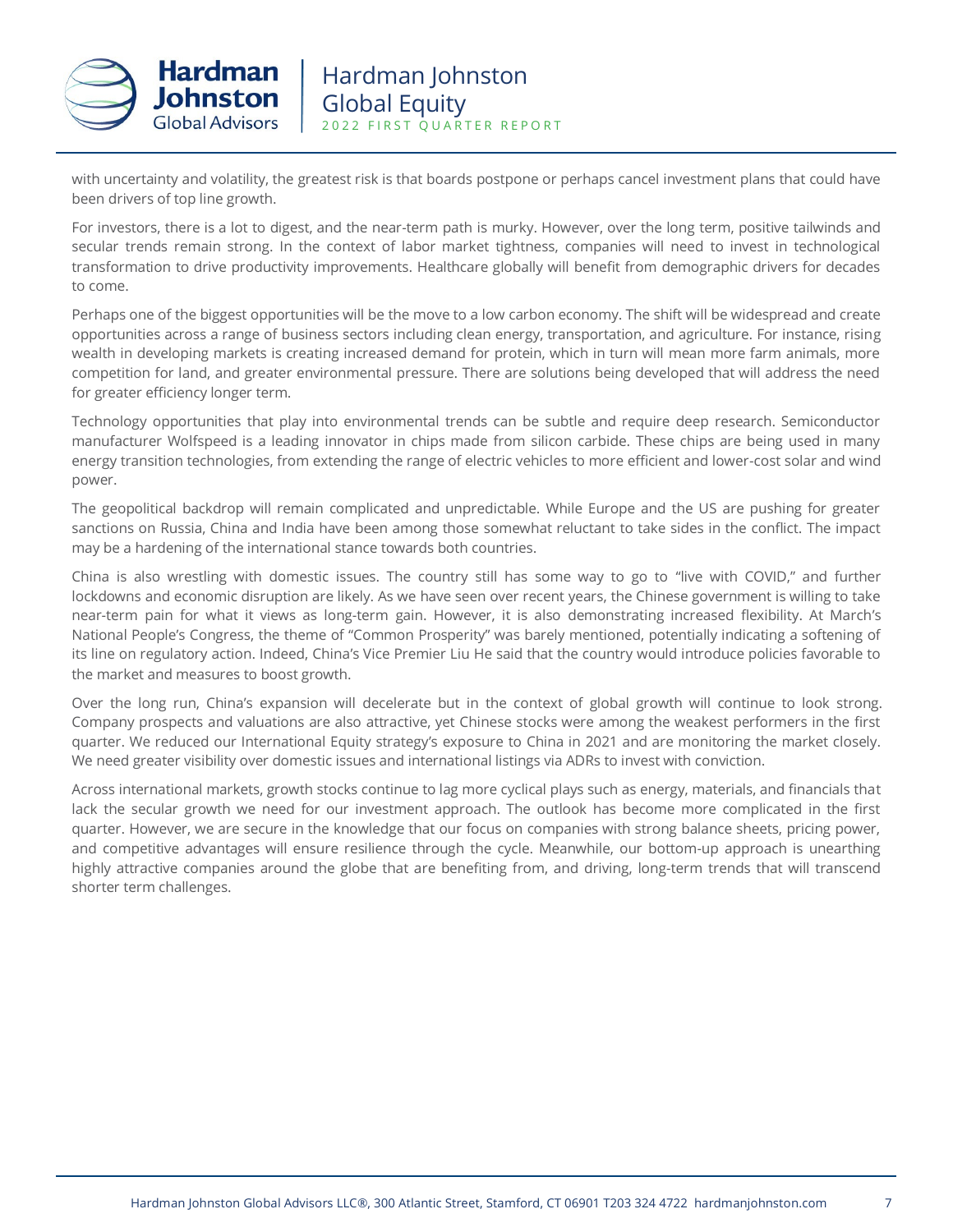with uncertainty and volatility, the greatest risk is that boards postpone or perhaps cancel investment plans that could have been drivers of top line growth.

For investors, there is a lot to digest, and the near-term path is murky. However, over the long term, positive tailwinds and secular trends remain strong. In the context of labor market tightness, companies will need to invest in technological transformation to drive productivity improvements. Healthcare globally will benefit from demographic drivers for decades to come.

Perhaps one of the biggest opportunities will be the move to a low carbon economy. The shift will be widespread and create opportunities across a range of business sectors including clean energy, transportation, and agriculture. For instance, rising wealth in developing markets is creating increased demand for protein, which in turn will mean more farm animals, more competition for land, and greater environmental pressure. There are solutions being developed that will address the need for greater efficiency longer term.

Technology opportunities that play into environmental trends can be subtle and require deep research. Semiconductor manufacturer Wolfspeed is a leading innovator in chips made from silicon carbide. These chips are being used in many energy transition technologies, from extending the range of electric vehicles to more efficient and lower-cost solar and wind power.

The geopolitical backdrop will remain complicated and unpredictable. While Europe and the US are pushing for greater sanctions on Russia, China and India have been among those somewhat reluctant to take sides in the conflict. The impact may be a hardening of the international stance towards both countries.

China is also wrestling with domestic issues. The country still has some way to go to "live with COVID," and further lockdowns and economic disruption are likely. As we have seen over recent years, the Chinese government is willing to take near-term pain for what it views as long-term gain. However, it is also demonstrating increased flexibility. At March's National People's Congress, the theme of "Common Prosperity" was barely mentioned, potentially indicating a softening of its line on regulatory action. Indeed, China's Vice Premier Liu He said that the country would introduce policies favorable to the market and measures to boost growth.

Over the long run, China's expansion will decelerate but in the context of global growth will continue to look strong. Company prospects and valuations are also attractive, yet Chinese stocks were among the weakest performers in the first quarter. We reduced our International Equity strategy's exposure to China in 2021 and are monitoring the market closely. We need greater visibility over domestic issues and international listings via ADRs to invest with conviction.

Across international markets, growth stocks continue to lag more cyclical plays such as energy, materials, and financials that lack the secular growth we need for our investment approach. The outlook has become more complicated in the first quarter. However, we are secure in the knowledge that our focus on companies with strong balance sheets, pricing power, and competitive advantages will ensure resilience through the cycle. Meanwhile, our bottom-up approach is unearthing highly attractive companies around the globe that are benefiting from, and driving, long-term trends that will transcend shorter term challenges.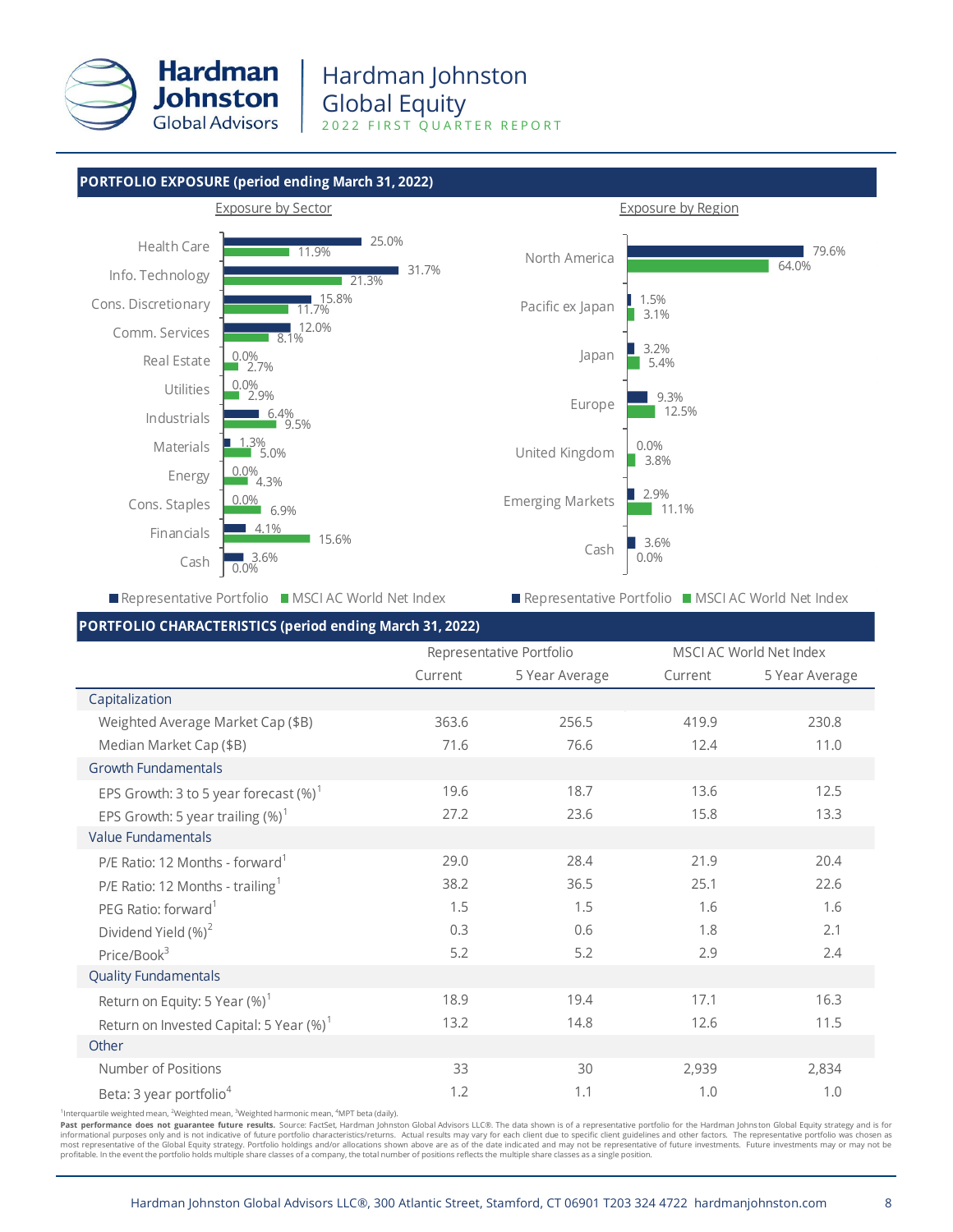# Hardman Johnston Global Equity

2022 FIRST QUARTER REPORT

## PORTFOLIO EXPOSURE (period ending March 31, 2022)

**Exposure by Sector**

| Sector | Representative Portfolio | MSCI AC World Net Index |
|---|---|---|
| Health Care | 25.0% | 11.9% |
| Info. Technology | 31.7% | 21.3% |
| Cons. Discretionary | 15.8% | 11.7% |
| Comm. Services | 12.0% | 8.1% |
| Real Estate | 0.0% | 2.7% |
| Utilities | 0.0% | 2.9% |
| Industrials | 6.4% | 9.5% |
| Materials | 1.3% | 5.0% |
| Energy | 0.0% | 4.3% |
| Cons. Staples | 0.0% | 6.9% |
| Financials | 4.1% | 15.6% |
| Cash | 3.6% | 0.0% |

**Exposure by Region**

| Region | Representative Portfolio | MSCI AC World Net Index |
|---|---|---|
| North America | 79.6% | 64.0% |
| Pacific ex Japan | 1.5% | 3.1% |
| Japan | 3.2% | 5.4% |
| Europe | 9.3% | 12.5% |
| United Kingdom | 0.0% | 3.8% |
| Emerging Markets | 2.9% | 11.1% |
| Cash | 3.6% | 0.0% |

## PORTFOLIO CHARACTERISTICS (period ending March 31, 2022)

| | Representative Portfolio | | MSCI AC World Net Index | |
|---|---|---|---|---|
| | Current | 5 Year Average | Current | 5 Year Average |
| **Capitalization** | | | | |
| Weighted Average Market Cap ($B) | 363.6 | 256.5 | 419.9 | 230.8 |
| Median Market Cap ($B) | 71.6 | 76.6 | 12.4 | 11.0 |
| **Growth Fundamentals** | | | | |
| EPS Growth: 3 to 5 year forecast (%)[1] | 19.6 | 18.7 | 13.6 | 12.5 |
| EPS Growth: 5 year trailing (%)[1] | 27.2 | 23.6 | 15.8 | 13.3 |
| **Value Fundamentals** | | | | |
| P/E Ratio: 12 Months - forward[1] | 29.0 | 28.4 | 21.9 | 20.4 |
| P/E Ratio: 12 Months - trailing[1] | 38.2 | 36.5 | 25.1 | 22.6 |
| PEG Ratio: forward[1] | 1.5 | 1.5 | 1.6 | 1.6 |
| Dividend Yield (%)[2] | 0.3 | 0.6 | 1.8 | 2.1 |
| Price/Book[3] | 5.2 | 5.2 | 2.9 | 2.4 |
| **Quality Fundamentals** | | | | |
| Return on Equity: 5 Year (%)[1] | 18.9 | 19.4 | 17.1 | 16.3 |
| Return on Invested Capital: 5 Year (%)[1] | 13.2 | 14.8 | 12.6 | 11.5 |
| **Other** | | | | |
| Number of Positions | 33 | 30 | 2,939 | 2,834 |
| Beta: 3 year portfolio[4] | 1.2 | 1.1 | 1.0 | 1.0 |

[1]Interquartile weighted mean, [2]Weighted mean, [3]Weighted harmonic mean, [4]MPT beta (daily).

**Past performance does not guarantee future results.** Source: FactSet, Hardman Johnston Global Advisors LLC®. The data shown is of a representative portfolio for the Hardman Johnston Global Equity strategy and is for informational purposes only and is not indicative of future portfolio characteristics/returns. Actual results may vary for each client due to specific client guidelines and other factors. The representative portfolio was chosen as most representative of the Global Equity strategy. Portfolio holdings and/or allocations shown above are as of the date indicated and may not be representative of future investments. Future investments may or may not be profitable. In the event the portfolio holds multiple share classes of a company, the total number of positions reflects the multiple share classes as a single position.

Hardman Johnston Global Advisors LLC®, 300 Atlantic Street, Stamford, CT 06901 T203 324 4722 hardmanjohnston.com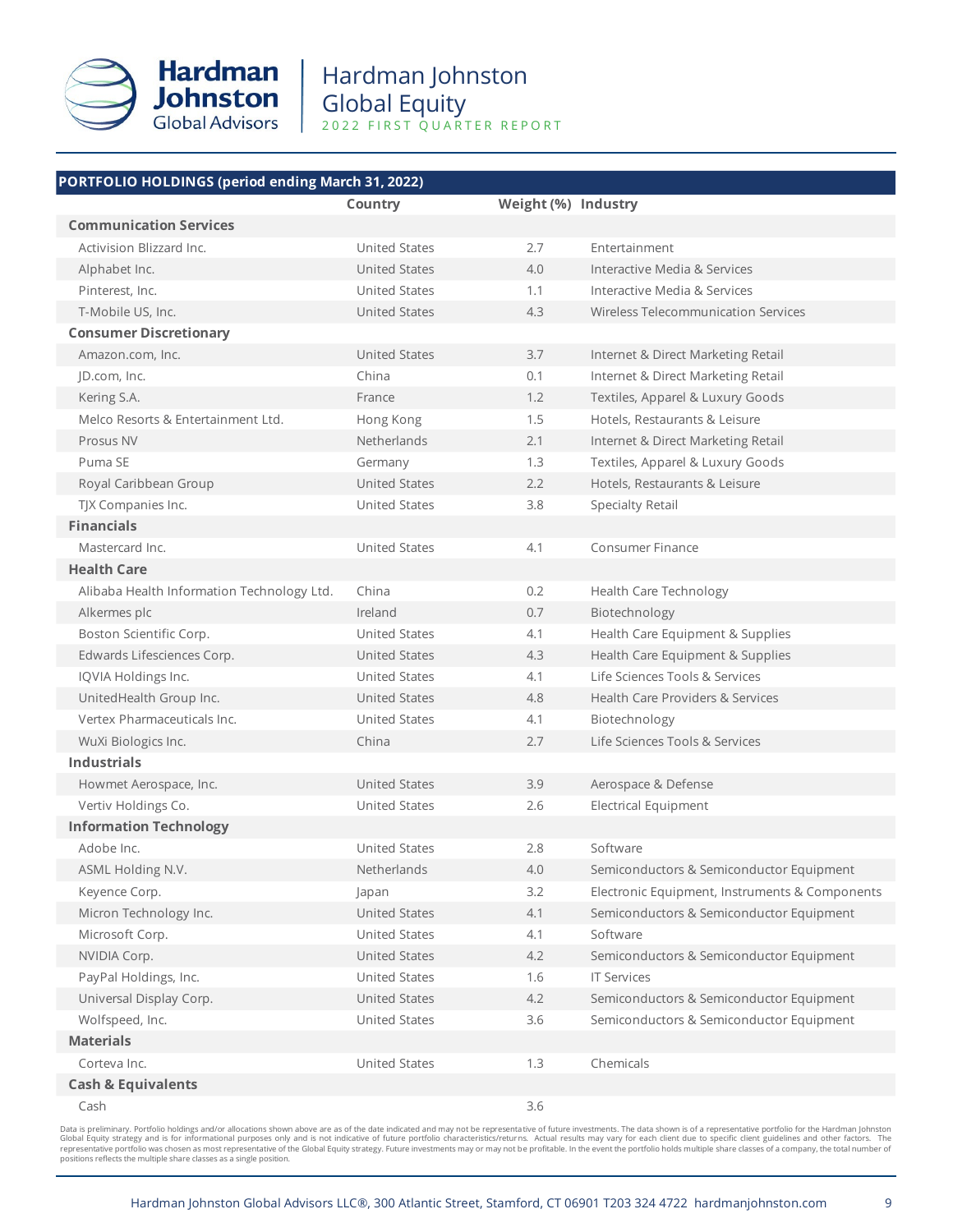# Hardman Johnston Global Equity

2022 FIRST QUARTER REPORT

| PORTFOLIO HOLDINGS (period ending March 31, 2022) | Country | Weight (%) | Industry |
|---|---|---|---|
| **Communication Services** | | | |
| Activision Blizzard Inc. | United States | 2.7 | Entertainment |
| Alphabet Inc. | United States | 4.0 | Interactive Media & Services |
| Pinterest, Inc. | United States | 1.1 | Interactive Media & Services |
| T-Mobile US, Inc. | United States | 4.3 | Wireless Telecommunication Services |
| **Consumer Discretionary** | | | |
| Amazon.com, Inc. | United States | 3.7 | Internet & Direct Marketing Retail |
| JD.com, Inc. | China | 0.1 | Internet & Direct Marketing Retail |
| Kering S.A. | France | 1.2 | Textiles, Apparel & Luxury Goods |
| Melco Resorts & Entertainment Ltd. | Hong Kong | 1.5 | Hotels, Restaurants & Leisure |
| Prosus NV | Netherlands | 2.1 | Internet & Direct Marketing Retail |
| Puma SE | Germany | 1.3 | Textiles, Apparel & Luxury Goods |
| Royal Caribbean Group | United States | 2.2 | Hotels, Restaurants & Leisure |
| TJX Companies Inc. | United States | 3.8 | Specialty Retail |
| **Financials** | | | |
| Mastercard Inc. | United States | 4.1 | Consumer Finance |
| **Health Care** | | | |
| Alibaba Health Information Technology Ltd. | China | 0.2 | Health Care Technology |
| Alkermes plc | Ireland | 0.7 | Biotechnology |
| Boston Scientific Corp. | United States | 4.1 | Health Care Equipment & Supplies |
| Edwards Lifesciences Corp. | United States | 4.3 | Health Care Equipment & Supplies |
| IQVIA Holdings Inc. | United States | 4.1 | Life Sciences Tools & Services |
| UnitedHealth Group Inc. | United States | 4.8 | Health Care Providers & Services |
| Vertex Pharmaceuticals Inc. | United States | 4.1 | Biotechnology |
| WuXi Biologics Inc. | China | 2.7 | Life Sciences Tools & Services |
| **Industrials** | | | |
| Howmet Aerospace, Inc. | United States | 3.9 | Aerospace & Defense |
| Vertiv Holdings Co. | United States | 2.6 | Electrical Equipment |
| **Information Technology** | | | |
| Adobe Inc. | United States | 2.8 | Software |
| ASML Holding N.V. | Netherlands | 4.0 | Semiconductors & Semiconductor Equipment |
| Keyence Corp. | Japan | 3.2 | Electronic Equipment, Instruments & Components |
| Micron Technology Inc. | United States | 4.1 | Semiconductors & Semiconductor Equipment |
| Microsoft Corp. | United States | 4.1 | Software |
| NVIDIA Corp. | United States | 4.2 | Semiconductors & Semiconductor Equipment |
| PayPal Holdings, Inc. | United States | 1.6 | IT Services |
| Universal Display Corp. | United States | 4.2 | Semiconductors & Semiconductor Equipment |
| Wolfspeed, Inc. | United States | 3.6 | Semiconductors & Semiconductor Equipment |
| **Materials** | | | |
| Corteva Inc. | United States | 1.3 | Chemicals |
| **Cash & Equivalents** | | | |
| Cash | | 3.6 | |

Data is preliminary. Portfolio holdings and/or allocations shown above are as of the date indicated and may not be representative of future investments. The data shown is of a representative portfolio for the Hardman Johnston Global Equity strategy and is for informational purposes only and is not indicative of future portfolio characteristics/returns. Actual results may vary for each client due to specific client guidelines and other factors. The representative portfolio was chosen as most representative of the Global Equity strategy. Future investments may or may not be profitable. In the event the portfolio holds multiple share classes of a company, the total number of positions reflects the multiple share classes as a single position.

Hardman Johnston Global Advisors LLC®, 300 Atlantic Street, Stamford, CT 06901 T203 324 4722 hardmanjohnston.com